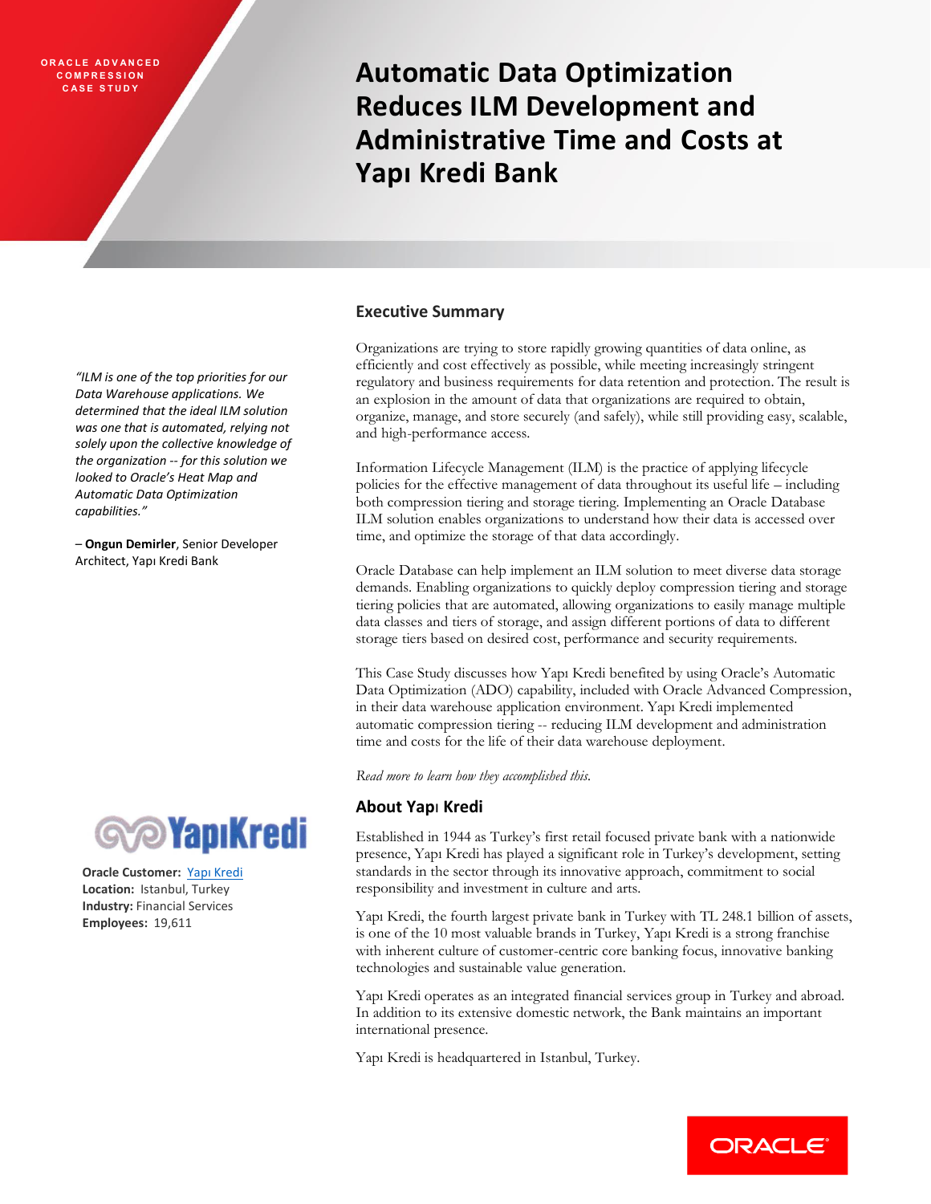ORACLE ADVANCED COMPRESSION CASE STUDY

# Automatic Data Optimization Reduces ILM Development and Administrative Time and Costs at Yapı Kredi Bank

*"ILM is one of the top priorities for our Data Warehouse applications. We determined that the ideal ILM solution was one that is automated, relying not solely upon the collective knowledge of the organization -- for this solution we looked to Oracle's Heat Map and Automatic Data Optimization capabilities."*

– **Ongun Demirler**, Senior Developer Architect, Yapı Kredi Bank

**Oracle Customer:** [Yapı Kredi]
**Location:** Istanbul, Turkey
**Industry:** Financial Services
**Employees:** 19,611

## Executive Summary

Organizations are trying to store rapidly growing quantities of data online, as efficiently and cost effectively as possible, while meeting increasingly stringent regulatory and business requirements for data retention and protection. The result is an explosion in the amount of data that organizations are required to obtain, organize, manage, and store securely (and safely), while still providing easy, scalable, and high-performance access.

Information Lifecycle Management (ILM) is the practice of applying lifecycle policies for the effective management of data throughout its useful life – including both compression tiering and storage tiering. Implementing an Oracle Database ILM solution enables organizations to understand how their data is accessed over time, and optimize the storage of that data accordingly.

Oracle Database can help implement an ILM solution to meet diverse data storage demands. Enabling organizations to quickly deploy compression tiering and storage tiering policies that are automated, allowing organizations to easily manage multiple data classes and tiers of storage, and assign different portions of data to different storage tiers based on desired cost, performance and security requirements.

This Case Study discusses how Yapı Kredi benefited by using Oracle's Automatic Data Optimization (ADO) capability, included with Oracle Advanced Compression, in their data warehouse application environment. Yapı Kredi implemented automatic compression tiering -- reducing ILM development and administration time and costs for the life of their data warehouse deployment.

*Read more to learn how they accomplished this.*

## About Yapı Kredi

Established in 1944 as Turkey's first retail focused private bank with a nationwide presence, Yapı Kredi has played a significant role in Turkey's development, setting standards in the sector through its innovative approach, commitment to social responsibility and investment in culture and arts.

Yapı Kredi, the fourth largest private bank in Turkey with TL 248.1 billion of assets, is one of the 10 most valuable brands in Turkey, Yapı Kredi is a strong franchise with inherent culture of customer-centric core banking focus, innovative banking technologies and sustainable value generation.

Yapı Kredi operates as an integrated financial services group in Turkey and abroad. In addition to its extensive domestic network, the Bank maintains an important international presence.

Yapı Kredi is headquartered in Istanbul, Turkey.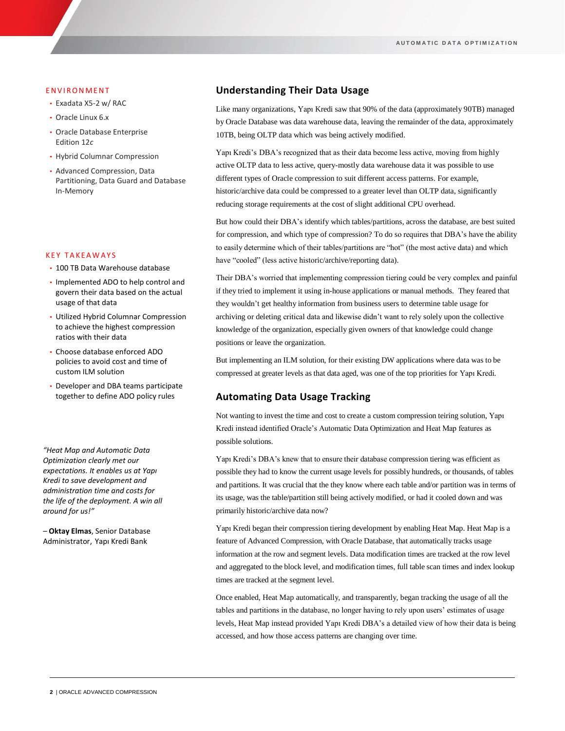## ENVIRONMENT

- Exadata X5-2 w/ RAC
- Oracle Linux 6.x
- Oracle Database Enterprise Edition 12*c*
- Hybrid Columnar Compression
- Advanced Compression, Data Partitioning, Data Guard and Database In-Memory

## KEY TAKEAWAYS

- 100 TB Data Warehouse database
- Implemented ADO to help control and govern their data based on the actual usage of that data
- Utilized Hybrid Columnar Compression to achieve the highest compression ratios with their data
- Choose database enforced ADO policies to avoid cost and time of custom ILM solution
- Developer and DBA teams participate together to define ADO policy rules

*"Heat Map and Automatic Data Optimization clearly met our expectations. It enables us at Yapı Kredi to save development and administration time and costs for the life of the deployment. A win all around for us!"*

– **Oktay Elmas**, Senior Database Administrator, Yapı Kredi Bank

## Understanding Their Data Usage

Like many organizations, Yapı Kredi saw that 90% of the data (approximately 90TB) managed by Oracle Database was data warehouse data, leaving the remainder of the data, approximately 10TB, being OLTP data which was being actively modified.

Yapı Kredi's DBA's recognized that as their data become less active, moving from highly active OLTP data to less active, query-mostly data warehouse data it was possible to use different types of Oracle compression to suit different access patterns. For example, historic/archive data could be compressed to a greater level than OLTP data, significantly reducing storage requirements at the cost of slight additional CPU overhead.

But how could their DBA's identify which tables/partitions, across the database, are best suited for compression, and which type of compression? To do so requires that DBA's have the ability to easily determine which of their tables/partitions are "hot" (the most active data) and which have "cooled" (less active historic/archive/reporting data).

Their DBA's worried that implementing compression tiering could be very complex and painful if they tried to implement it using in-house applications or manual methods. They feared that they wouldn't get healthy information from business users to determine table usage for archiving or deleting critical data and likewise didn't want to rely solely upon the collective knowledge of the organization, especially given owners of that knowledge could change positions or leave the organization.

But implementing an ILM solution, for their existing DW applications where data was to be compressed at greater levels as that data aged, was one of the top priorities for Yapı Kredi.

## Automating Data Usage Tracking

Not wanting to invest the time and cost to create a custom compression teiring solution, Yapı Kredi instead identified Oracle's Automatic Data Optimization and Heat Map features as possible solutions.

Yapı Kredi's DBA's knew that to ensure their database compression tiering was efficient as possible they had to know the current usage levels for possibly hundreds, or thousands, of tables and partitions. It was crucial that the they know where each table and/or partition was in terms of its usage, was the table/partition still being actively modified, or had it cooled down and was primarily historic/archive data now?

Yapı Kredi began their compression tiering development by enabling Heat Map. Heat Map is a feature of Advanced Compression, with Oracle Database, that automatically tracks usage information at the row and segment levels. Data modification times are tracked at the row level and aggregated to the block level, and modification times, full table scan times and index lookup times are tracked at the segment level.

Once enabled, Heat Map automatically, and transparently, began tracking the usage of all the tables and partitions in the database, no longer having to rely upon users' estimates of usage levels, Heat Map instead provided Yapı Kredi DBA's a detailed view of how their data is being accessed, and how those access patterns are changing over time.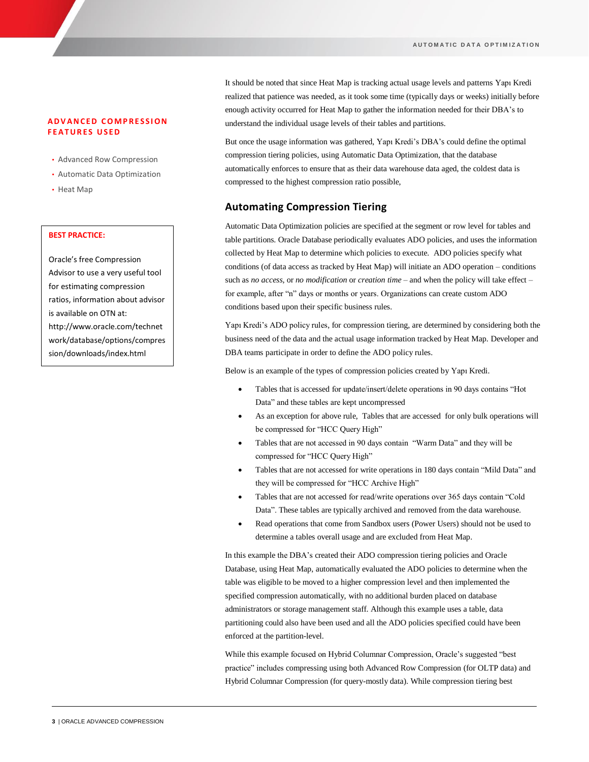**ADVANCED COMPRESSION FEATURES USED**

- Advanced Row Compression
- Automatic Data Optimization
- Heat Map

**BEST PRACTICE:**

Oracle's free Compression Advisor to use a very useful tool for estimating compression ratios, information about advisor is available on OTN at: http://www.oracle.com/technetwork/database/options/compression/downloads/index.html

It should be noted that since Heat Map is tracking actual usage levels and patterns Yapı Kredi realized that patience was needed, as it took some time (typically days or weeks) initially before enough activity occurred for Heat Map to gather the information needed for their DBA's to understand the individual usage levels of their tables and partitions.

But once the usage information was gathered, Yapı Kredi's DBA's could define the optimal compression tiering policies, using Automatic Data Optimization, that the database automatically enforces to ensure that as their data warehouse data aged, the coldest data is compressed to the highest compression ratio possible,

## Automating Compression Tiering

Automatic Data Optimization policies are specified at the segment or row level for tables and table partitions. Oracle Database periodically evaluates ADO policies, and uses the information collected by Heat Map to determine which policies to execute. ADO policies specify what conditions (of data access as tracked by Heat Map) will initiate an ADO operation – conditions such as *no access*, or *no modification* or *creation time* – and when the policy will take effect – for example, after "n" days or months or years. Organizations can create custom ADO conditions based upon their specific business rules.

Yapı Kredi's ADO policy rules, for compression tiering, are determined by considering both the business need of the data and the actual usage information tracked by Heat Map. Developer and DBA teams participate in order to define the ADO policy rules.

Below is an example of the types of compression policies created by Yapı Kredi.

- Tables that is accessed for update/insert/delete operations in 90 days contains "Hot Data" and these tables are kept uncompressed
- As an exception for above rule, Tables that are accessed for only bulk operations will be compressed for "HCC Query High"
- Tables that are not accessed in 90 days contain "Warm Data" and they will be compressed for "HCC Query High"
- Tables that are not accessed for write operations in 180 days contain "Mild Data" and they will be compressed for "HCC Archive High"
- Tables that are not accessed for read/write operations over 365 days contain "Cold Data". These tables are typically archived and removed from the data warehouse.
- Read operations that come from Sandbox users (Power Users) should not be used to determine a tables overall usage and are excluded from Heat Map.

In this example the DBA's created their ADO compression tiering policies and Oracle Database, using Heat Map, automatically evaluated the ADO policies to determine when the table was eligible to be moved to a higher compression level and then implemented the specified compression automatically, with no additional burden placed on database administrators or storage management staff. Although this example uses a table, data partitioning could also have been used and all the ADO policies specified could have been enforced at the partition-level.

While this example focused on Hybrid Columnar Compression, Oracle's suggested "best practice" includes compressing using both Advanced Row Compression (for OLTP data) and Hybrid Columnar Compression (for query-mostly data). While compression tiering best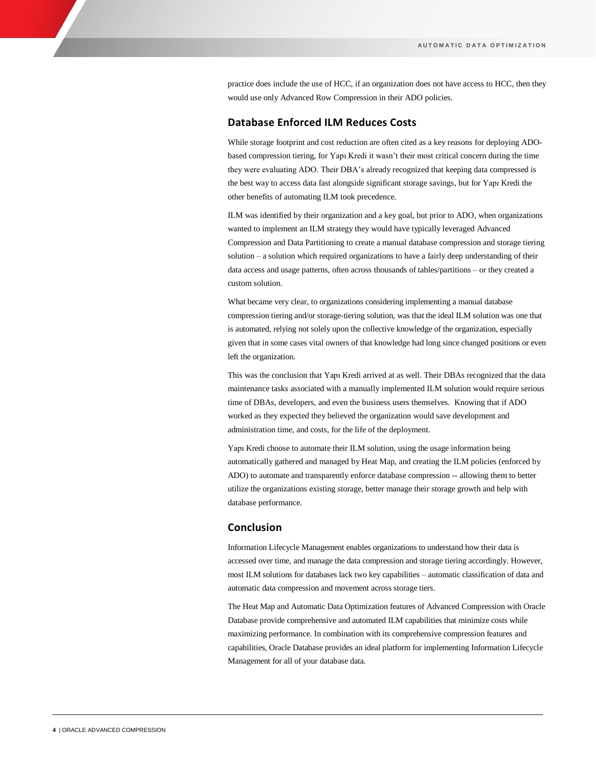practice does include the use of HCC, if an organization does not have access to HCC, then they would use only Advanced Row Compression in their ADO policies.

## Database Enforced ILM Reduces Costs

While storage footprint and cost reduction are often cited as a key reasons for deploying ADO-based compression tiering, for Yapı Kredi it wasn't their most critical concern during the time they were evaluating ADO. Their DBA's already recognized that keeping data compressed is the best way to access data fast alongside significant storage savings, but for Yapı Kredi the other benefits of automating ILM took precedence.

ILM was identified by their organization and a key goal, but prior to ADO, when organizations wanted to implement an ILM strategy they would have typically leveraged Advanced Compression and Data Partitioning to create a manual database compression and storage tiering solution – a solution which required organizations to have a fairly deep understanding of their data access and usage patterns, often across thousands of tables/partitions – or they created a custom solution.

What became very clear, to organizations considering implementing a manual database compression tiering and/or storage-tiering solution, was that the ideal ILM solution was one that is automated, relying not solely upon the collective knowledge of the organization, especially given that in some cases vital owners of that knowledge had long since changed positions or even left the organization.

This was the conclusion that Yapı Kredi arrived at as well. Their DBAs recognized that the data maintenance tasks associated with a manually implemented ILM solution would require serious time of DBAs, developers, and even the business users themselves. Knowing that if ADO worked as they expected they believed the organization would save development and administration time, and costs, for the life of the deployment.

Yapı Kredi choose to automate their ILM solution, using the usage information being automatically gathered and managed by Heat Map, and creating the ILM policies (enforced by ADO) to automate and transparently enforce database compression -- allowing them to better utilize the organizations existing storage, better manage their storage growth and help with database performance.

## Conclusion

Information Lifecycle Management enables organizations to understand how their data is accessed over time, and manage the data compression and storage tiering accordingly. However, most ILM solutions for databases lack two key capabilities – automatic classification of data and automatic data compression and movement across storage tiers.

The Heat Map and Automatic Data Optimization features of Advanced Compression with Oracle Database provide comprehensive and automated ILM capabilities that minimize costs while maximizing performance. In combination with its comprehensive compression features and capabilities, Oracle Database provides an ideal platform for implementing Information Lifecycle Management for all of your database data.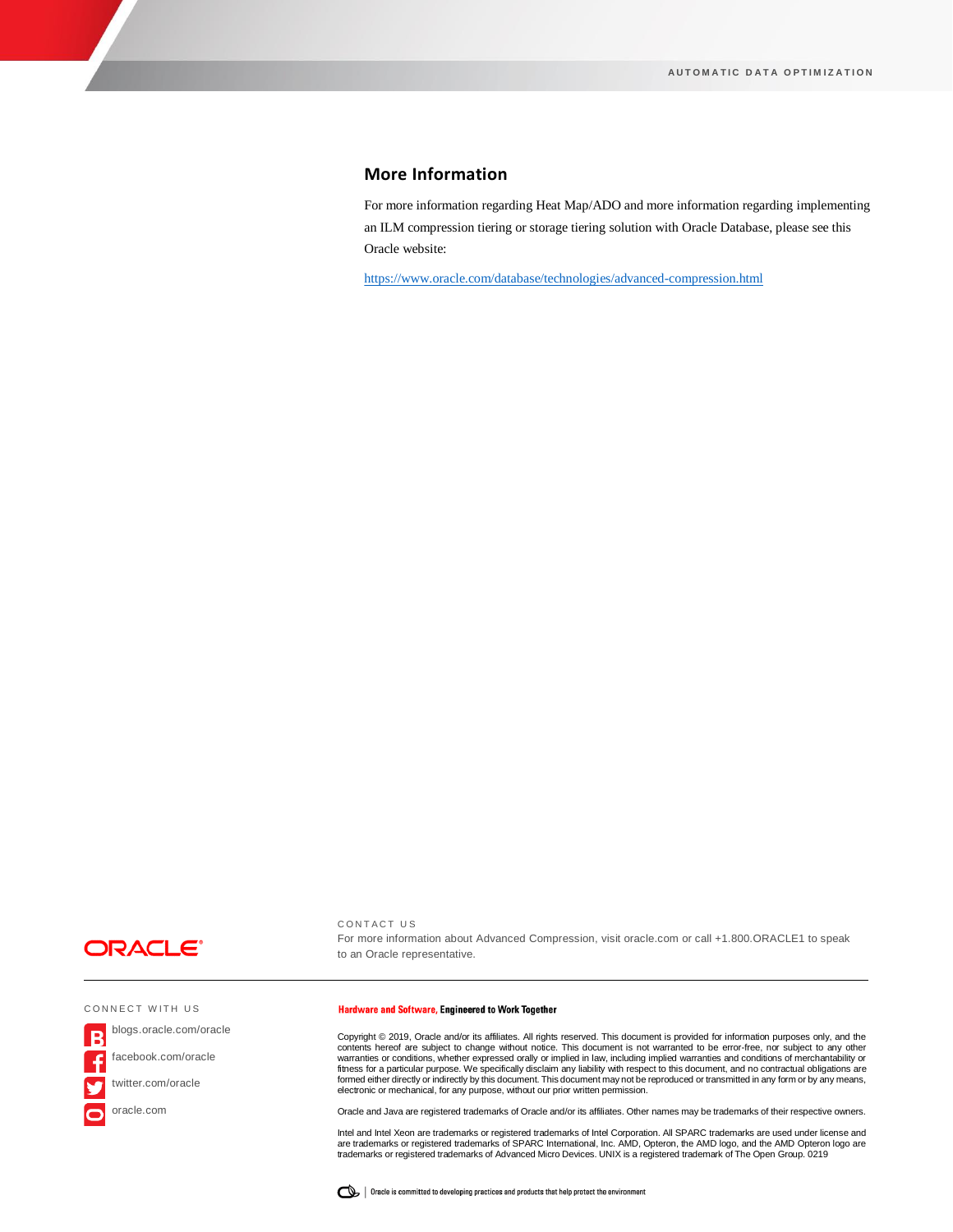## More Information

For more information regarding Heat Map/ADO and more information regarding implementing an ILM compression tiering or storage tiering solution with Oracle Database, please see this Oracle website:

https://www.oracle.com/database/technologies/advanced-compression.html

ORACLE®

CONTACT US

For more information about Advanced Compression, visit oracle.com or call +1.800.ORACLE1 to speak to an Oracle representative.

CONNECT WITH US

blogs.oracle.com/oracle

facebook.com/oracle

twitter.com/oracle

oracle.com

**Hardware and Software, Engineered to Work Together**

Copyright © 2019, Oracle and/or its affiliates. All rights reserved. This document is provided for information purposes only, and the contents hereof are subject to change without notice. This document is not warranted to be error-free, nor subject to any other warranties or conditions, whether expressed orally or implied in law, including implied warranties and conditions of merchantability or fitness for a particular purpose. We specifically disclaim any liability with respect to this document, and no contractual obligations are formed either directly or indirectly by this document. This document may not be reproduced or transmitted in any form or by any means, electronic or mechanical, for any purpose, without our prior written permission.

Oracle and Java are registered trademarks of Oracle and/or its affiliates. Other names may be trademarks of their respective owners.

Intel and Intel Xeon are trademarks or registered trademarks of Intel Corporation. All SPARC trademarks are used under license and are trademarks or registered trademarks of SPARC International, Inc. AMD, Opteron, the AMD logo, and the AMD Opteron logo are trademarks or registered trademarks of Advanced Micro Devices. UNIX is a registered trademark of The Open Group. 0219

Oracle is committed to developing practices and products that help protect the environment